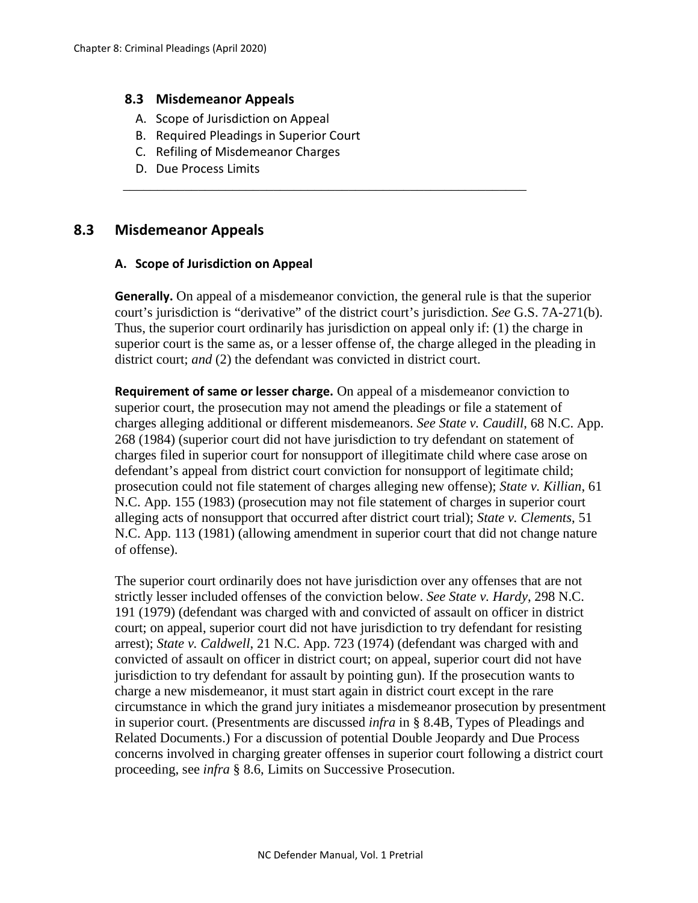## 8.3 Misdemeanor Appeals

A. Scope of Jurisdiction on Appeal
B. Required Pleadings in Superior Court
C. Refiling of Misdemeanor Charges
D. Due Process Limits

---

## 8.3 Misdemeanor Appeals

### A. Scope of Jurisdiction on Appeal

**Generally.** On appeal of a misdemeanor conviction, the general rule is that the superior court's jurisdiction is "derivative" of the district court's jurisdiction. *See* G.S. 7A-271(b). Thus, the superior court ordinarily has jurisdiction on appeal only if: (1) the charge in superior court is the same as, or a lesser offense of, the charge alleged in the pleading in district court; *and* (2) the defendant was convicted in district court.

**Requirement of same or lesser charge.** On appeal of a misdemeanor conviction to superior court, the prosecution may not amend the pleadings or file a statement of charges alleging additional or different misdemeanors. *See State v. Caudill*, 68 N.C. App. 268 (1984) (superior court did not have jurisdiction to try defendant on statement of charges filed in superior court for nonsupport of illegitimate child where case arose on defendant's appeal from district court conviction for nonsupport of legitimate child; prosecution could not file statement of charges alleging new offense); *State v. Killian*, 61 N.C. App. 155 (1983) (prosecution may not file statement of charges in superior court alleging acts of nonsupport that occurred after district court trial); *State v. Clements*, 51 N.C. App. 113 (1981) (allowing amendment in superior court that did not change nature of offense).

The superior court ordinarily does not have jurisdiction over any offenses that are not strictly lesser included offenses of the conviction below. *See State v. Hardy*, 298 N.C. 191 (1979) (defendant was charged with and convicted of assault on officer in district court; on appeal, superior court did not have jurisdiction to try defendant for resisting arrest); *State v. Caldwell*, 21 N.C. App. 723 (1974) (defendant was charged with and convicted of assault on officer in district court; on appeal, superior court did not have jurisdiction to try defendant for assault by pointing gun). If the prosecution wants to charge a new misdemeanor, it must start again in district court except in the rare circumstance in which the grand jury initiates a misdemeanor prosecution by presentment in superior court. (Presentments are discussed *infra* in § 8.4B, Types of Pleadings and Related Documents.) For a discussion of potential Double Jeopardy and Due Process concerns involved in charging greater offenses in superior court following a district court proceeding, see *infra* § 8.6, Limits on Successive Prosecution.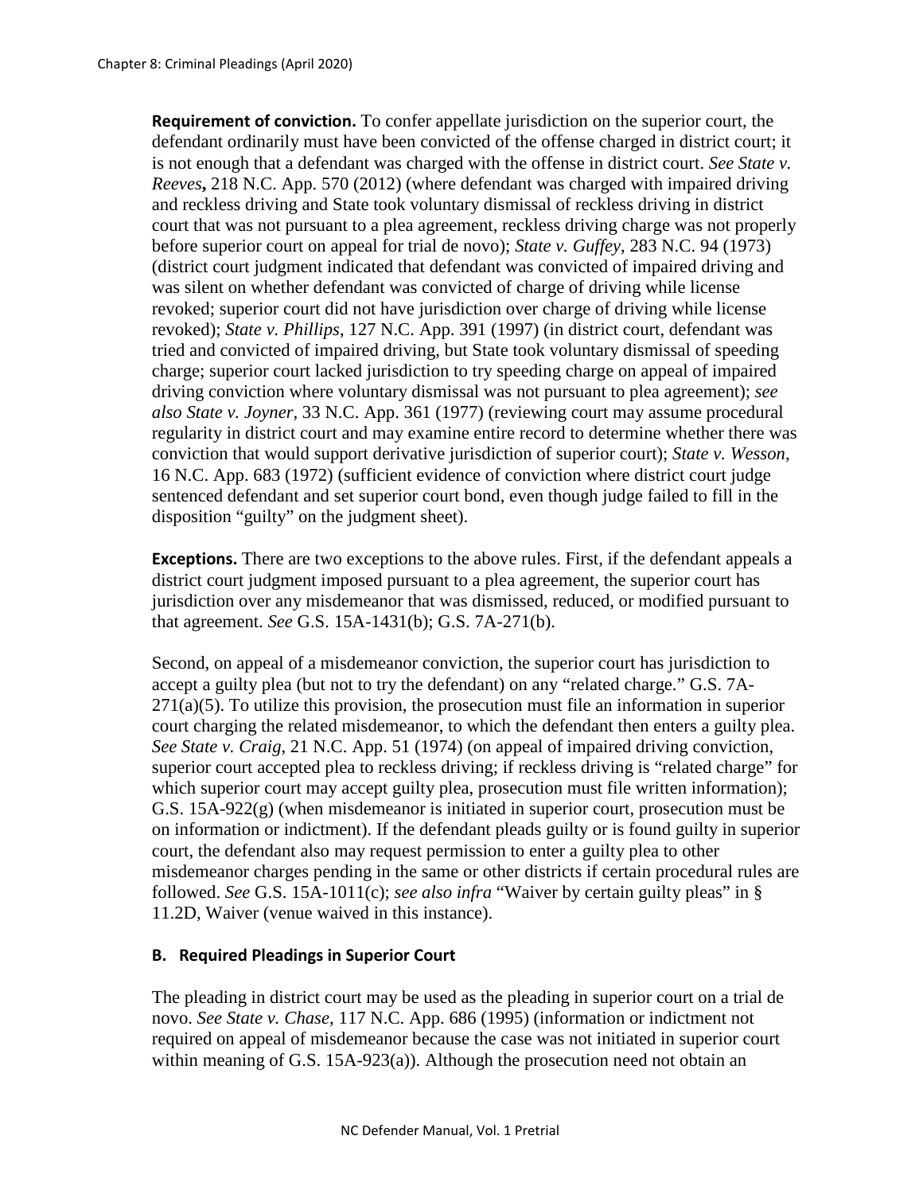**Requirement of conviction.** To confer appellate jurisdiction on the superior court, the defendant ordinarily must have been convicted of the offense charged in district court; it is not enough that a defendant was charged with the offense in district court. *See State v. Reeves***,** 218 N.C. App. 570 (2012) (where defendant was charged with impaired driving and reckless driving and State took voluntary dismissal of reckless driving in district court that was not pursuant to a plea agreement, reckless driving charge was not properly before superior court on appeal for trial de novo); *State v. Guffey*, 283 N.C. 94 (1973) (district court judgment indicated that defendant was convicted of impaired driving and was silent on whether defendant was convicted of charge of driving while license revoked; superior court did not have jurisdiction over charge of driving while license revoked); *State v. Phillips*, 127 N.C. App. 391 (1997) (in district court, defendant was tried and convicted of impaired driving, but State took voluntary dismissal of speeding charge; superior court lacked jurisdiction to try speeding charge on appeal of impaired driving conviction where voluntary dismissal was not pursuant to plea agreement); *see also State v. Joyner*, 33 N.C. App. 361 (1977) (reviewing court may assume procedural regularity in district court and may examine entire record to determine whether there was conviction that would support derivative jurisdiction of superior court); *State v. Wesson*, 16 N.C. App. 683 (1972) (sufficient evidence of conviction where district court judge sentenced defendant and set superior court bond, even though judge failed to fill in the disposition "guilty" on the judgment sheet).

**Exceptions.** There are two exceptions to the above rules. First, if the defendant appeals a district court judgment imposed pursuant to a plea agreement, the superior court has jurisdiction over any misdemeanor that was dismissed, reduced, or modified pursuant to that agreement. *See* G.S. 15A-1431(b); G.S. 7A-271(b).

Second, on appeal of a misdemeanor conviction, the superior court has jurisdiction to accept a guilty plea (but not to try the defendant) on any "related charge." G.S. 7A-271(a)(5). To utilize this provision, the prosecution must file an information in superior court charging the related misdemeanor, to which the defendant then enters a guilty plea. *See State v. Craig*, 21 N.C. App. 51 (1974) (on appeal of impaired driving conviction, superior court accepted plea to reckless driving; if reckless driving is "related charge" for which superior court may accept guilty plea, prosecution must file written information); G.S. 15A-922(g) (when misdemeanor is initiated in superior court, prosecution must be on information or indictment). If the defendant pleads guilty or is found guilty in superior court, the defendant also may request permission to enter a guilty plea to other misdemeanor charges pending in the same or other districts if certain procedural rules are followed. *See* G.S. 15A-1011(c); *see also infra* "Waiver by certain guilty pleas" in § 11.2D, Waiver (venue waived in this instance).

### B. Required Pleadings in Superior Court

The pleading in district court may be used as the pleading in superior court on a trial de novo. *See State v. Chase*, 117 N.C. App. 686 (1995) (information or indictment not required on appeal of misdemeanor because the case was not initiated in superior court within meaning of G.S. 15A-923(a)). Although the prosecution need not obtain an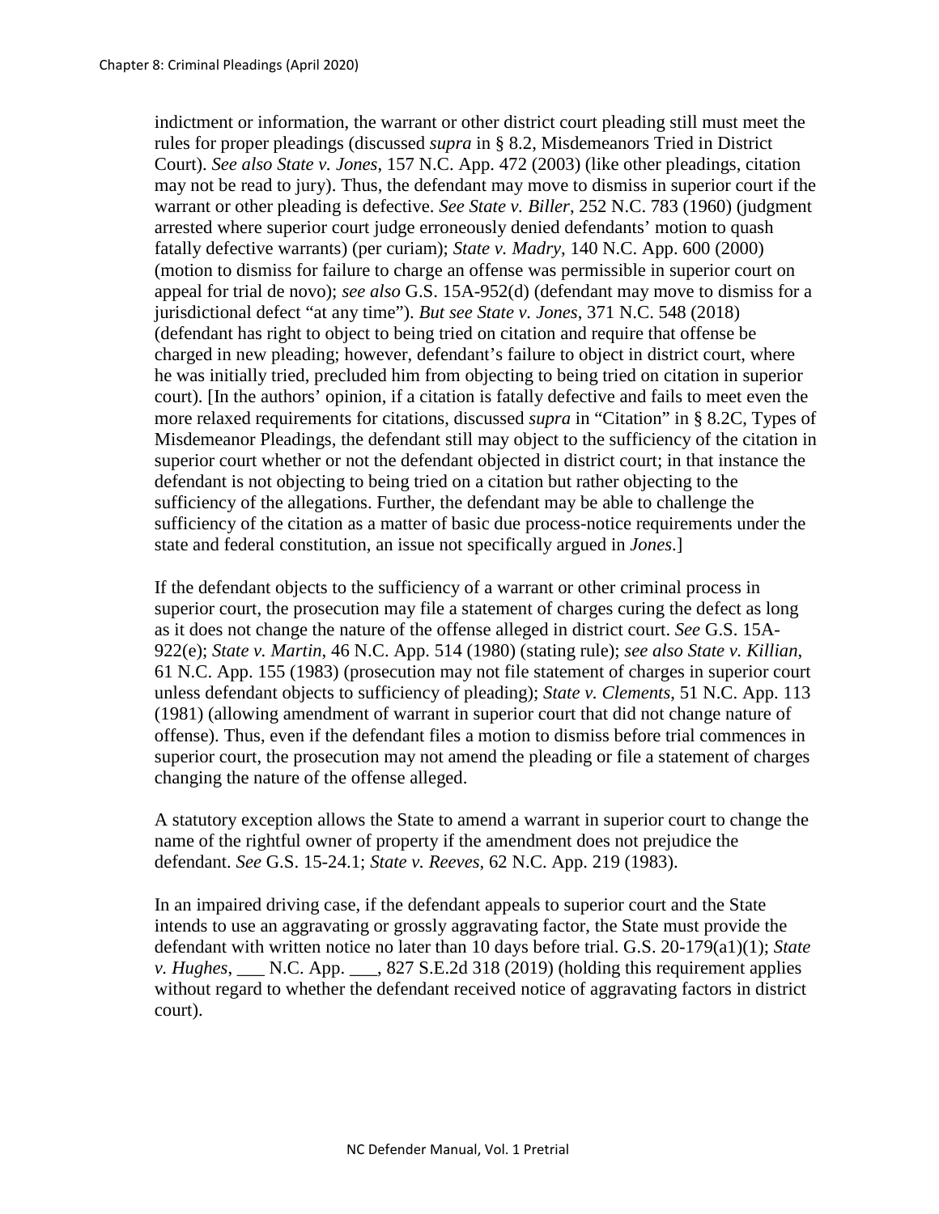indictment or information, the warrant or other district court pleading still must meet the rules for proper pleadings (discussed *supra* in § 8.2, Misdemeanors Tried in District Court). *See also State v. Jones*, 157 N.C. App. 472 (2003) (like other pleadings, citation may not be read to jury). Thus, the defendant may move to dismiss in superior court if the warrant or other pleading is defective. *See State v. Biller*, 252 N.C. 783 (1960) (judgment arrested where superior court judge erroneously denied defendants' motion to quash fatally defective warrants) (per curiam); *State v. Madry*, 140 N.C. App. 600 (2000) (motion to dismiss for failure to charge an offense was permissible in superior court on appeal for trial de novo); *see also* G.S. 15A-952(d) (defendant may move to dismiss for a jurisdictional defect "at any time"). *But see State v. Jones*, 371 N.C. 548 (2018) (defendant has right to object to being tried on citation and require that offense be charged in new pleading; however, defendant's failure to object in district court, where he was initially tried, precluded him from objecting to being tried on citation in superior court). [In the authors' opinion, if a citation is fatally defective and fails to meet even the more relaxed requirements for citations, discussed *supra* in "Citation" in § 8.2C, Types of Misdemeanor Pleadings, the defendant still may object to the sufficiency of the citation in superior court whether or not the defendant objected in district court; in that instance the defendant is not objecting to being tried on a citation but rather objecting to the sufficiency of the allegations. Further, the defendant may be able to challenge the sufficiency of the citation as a matter of basic due process-notice requirements under the state and federal constitution, an issue not specifically argued in *Jones*.]

If the defendant objects to the sufficiency of a warrant or other criminal process in superior court, the prosecution may file a statement of charges curing the defect as long as it does not change the nature of the offense alleged in district court. *See* G.S. 15A-922(e); *State v. Martin*, 46 N.C. App. 514 (1980) (stating rule); *see also State v. Killian*, 61 N.C. App. 155 (1983) (prosecution may not file statement of charges in superior court unless defendant objects to sufficiency of pleading); *State v. Clements*, 51 N.C. App. 113 (1981) (allowing amendment of warrant in superior court that did not change nature of offense). Thus, even if the defendant files a motion to dismiss before trial commences in superior court, the prosecution may not amend the pleading or file a statement of charges changing the nature of the offense alleged.

A statutory exception allows the State to amend a warrant in superior court to change the name of the rightful owner of property if the amendment does not prejudice the defendant. *See* G.S. 15-24.1; *State v. Reeves*, 62 N.C. App. 219 (1983).

In an impaired driving case, if the defendant appeals to superior court and the State intends to use an aggravating or grossly aggravating factor, the State must provide the defendant with written notice no later than 10 days before trial. G.S. 20-179(a1)(1); *State v. Hughes*, ___ N.C. App. ___, 827 S.E.2d 318 (2019) (holding this requirement applies without regard to whether the defendant received notice of aggravating factors in district court).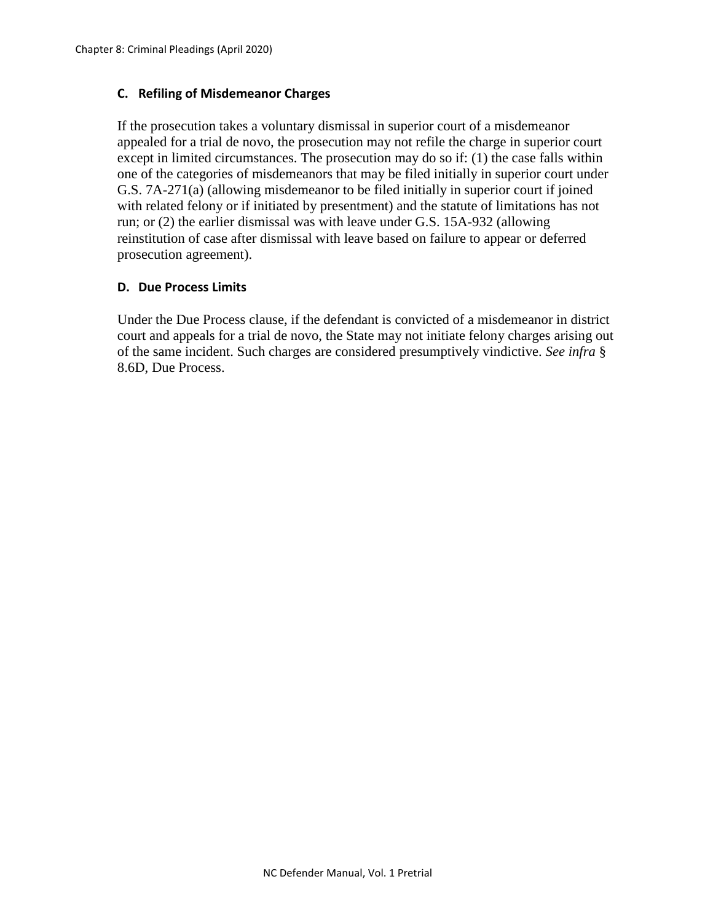### C. Refiling of Misdemeanor Charges

If the prosecution takes a voluntary dismissal in superior court of a misdemeanor appealed for a trial de novo, the prosecution may not refile the charge in superior court except in limited circumstances. The prosecution may do so if: (1) the case falls within one of the categories of misdemeanors that may be filed initially in superior court under G.S. 7A-271(a) (allowing misdemeanor to be filed initially in superior court if joined with related felony or if initiated by presentment) and the statute of limitations has not run; or (2) the earlier dismissal was with leave under G.S. 15A-932 (allowing reinstitution of case after dismissal with leave based on failure to appear or deferred prosecution agreement).

### D. Due Process Limits

Under the Due Process clause, if the defendant is convicted of a misdemeanor in district court and appeals for a trial de novo, the State may not initiate felony charges arising out of the same incident. Such charges are considered presumptively vindictive. *See infra* § 8.6D, Due Process.